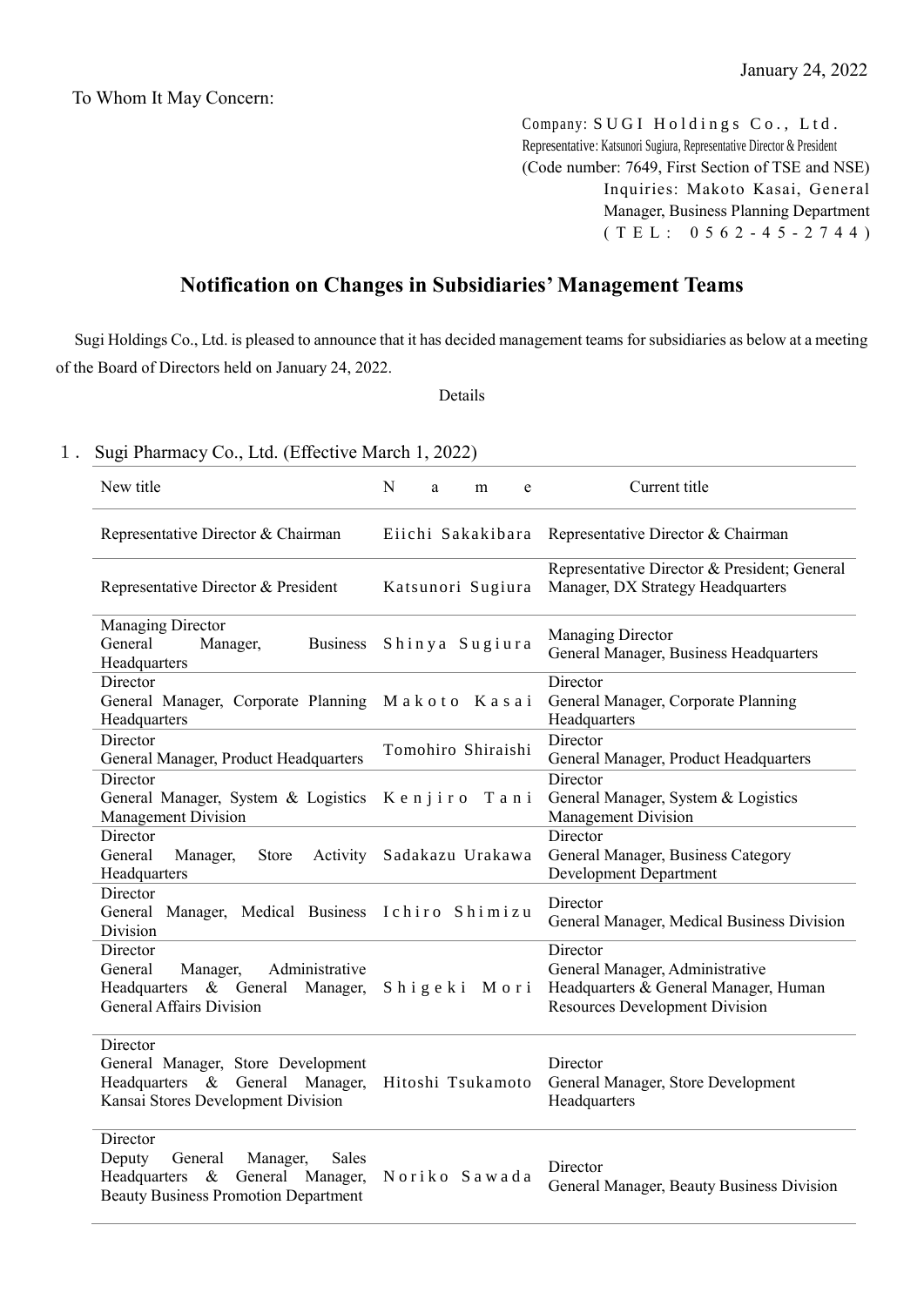January 24, 2022

To Whom It May Concern:

Company: SUGI Holdings Co., Ltd.
Representative: Katsunori Sugiura, Representative Director & President
(Code number: 7649, First Section of TSE and NSE)
Inquiries: Makoto Kasai, General Manager, Business Planning Department
(TEL: 0562-45-2744)

# Notification on Changes in Subsidiaries' Management Teams

Sugi Holdings Co., Ltd. is pleased to announce that it has decided management teams for subsidiaries as below at a meeting of the Board of Directors held on January 24, 2022.

Details

1. Sugi Pharmacy Co., Ltd. (Effective March 1, 2022)

| New title | Name | Current title |
|---|---|---|
| Representative Director & Chairman | Eiichi Sakakibara | Representative Director & Chairman |
| Representative Director & President | Katsunori Sugiura | Representative Director & President; General Manager, DX Strategy Headquarters |
| Managing Director<br>General Manager, Business Headquarters | Shinya Sugiura | Managing Director<br>General Manager, Business Headquarters |
| Director<br>General Manager, Corporate Planning Headquarters | Makoto Kasai | Director<br>General Manager, Corporate Planning Headquarters |
| Director<br>General Manager, Product Headquarters | Tomohiro Shiraishi | Director<br>General Manager, Product Headquarters |
| Director<br>General Manager, System & Logistics Management Division | Kenjiro Tani | Director<br>General Manager, System & Logistics Management Division |
| Director<br>General Manager, Store Activity Headquarters | Sadakazu Urakawa | Director<br>General Manager, Business Category Development Department |
| Director<br>General Manager, Medical Business Division | Ichiro Shimizu | Director<br>General Manager, Medical Business Division |
| Director<br>General Manager, Administrative Headquarters & General Manager, General Affairs Division | Shigeki Mori | Director<br>General Manager, Administrative Headquarters & General Manager, Human Resources Development Division |
| Director<br>General Manager, Store Development Headquarters & General Manager, Kansai Stores Development Division | Hitoshi Tsukamoto | Director<br>General Manager, Store Development Headquarters |
| Director<br>Deputy General Manager, Sales Headquarters & General Manager, Beauty Business Promotion Department | Noriko Sawada | Director<br>General Manager, Beauty Business Division |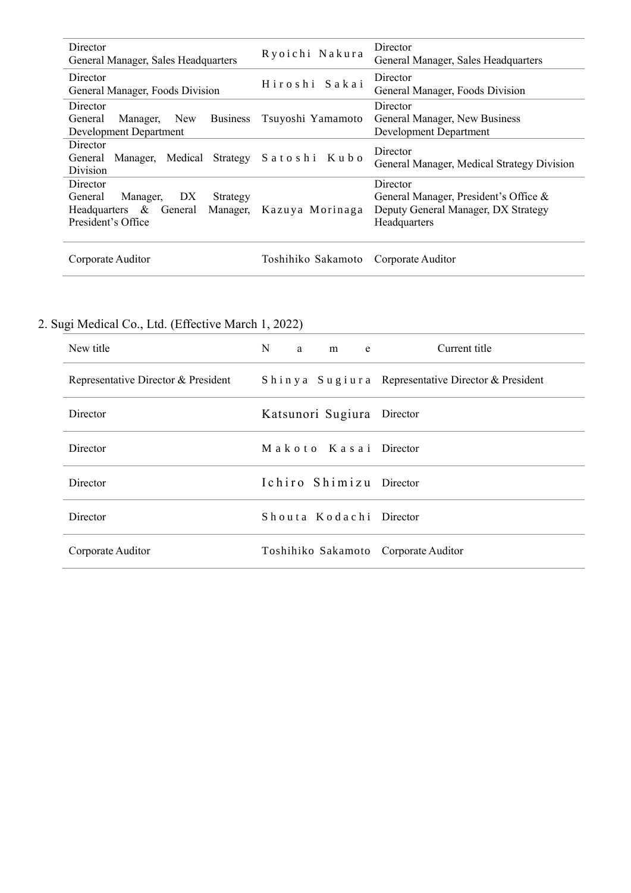| | | |
|---|---|---|
| Director<br>General Manager, Sales Headquarters | Ryoichi Nakura | Director<br>General Manager, Sales Headquarters |
| Director<br>General Manager, Foods Division | Hiroshi Sakai | Director<br>General Manager, Foods Division |
| Director<br>General Manager, New Business Development Department | Tsuyoshi Yamamoto | Director<br>General Manager, New Business Development Department |
| Director<br>General Manager, Medical Strategy Division | Satoshi Kubo | Director<br>General Manager, Medical Strategy Division |
| Director<br>General Manager, DX Strategy Headquarters & General Manager, President's Office | Kazuya Morinaga | Director<br>General Manager, President's Office & Deputy General Manager, DX Strategy Headquarters |
| Corporate Auditor | Toshihiko Sakamoto | Corporate Auditor |

2. Sugi Medical Co., Ltd. (Effective March 1, 2022)

| New title | Name | Current title |
|---|---|---|
| Representative Director & President | Shinya Sugiura | Representative Director & President |
| Director | Katsunori Sugiura | Director |
| Director | Makoto Kasai | Director |
| Director | Ichiro Shimizu | Director |
| Director | Shouta Kodachi | Director |
| Corporate Auditor | Toshihiko Sakamoto | Corporate Auditor |